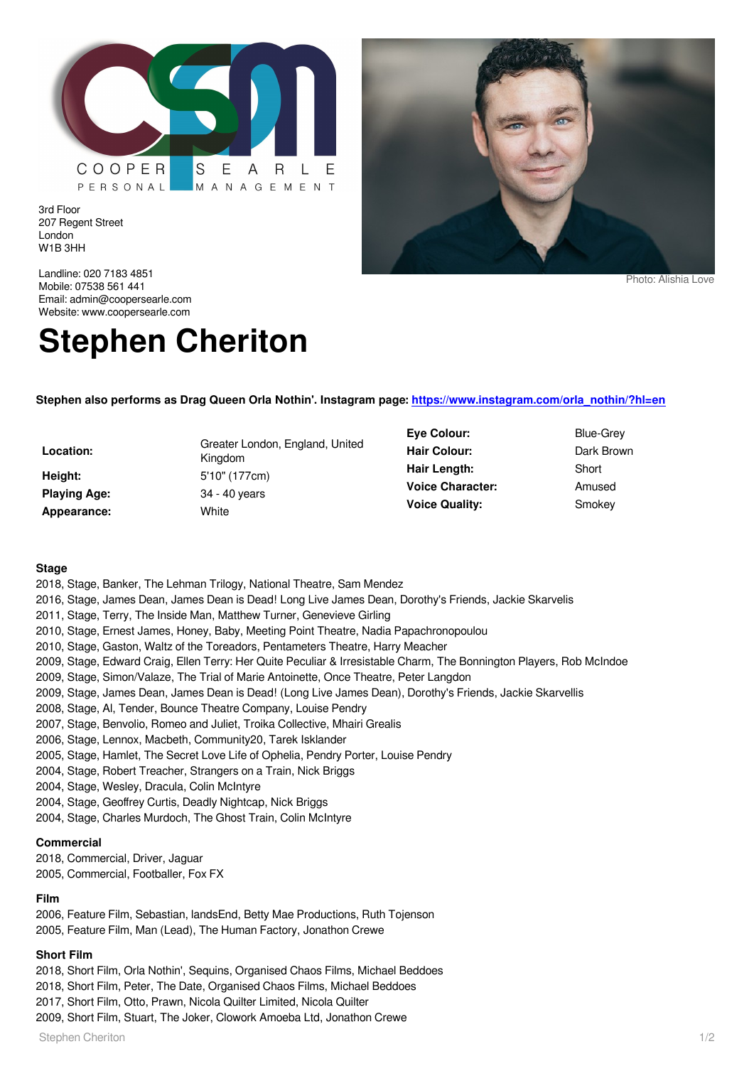COOPER SEARLE
PERSONAL MANAGEMENT

3rd Floor
207 Regent Street
London
W1B 3HH

Landline: 020 7183 4851
Mobile: 07538 561 441
Email: admin@coopersearle.com
Website: www.coopersearle.com

Photo: Alishia Love

# Stephen Cheriton

**Stephen also performs as Drag Queen Orla Nothin'. Instagram page: https://www.instagram.com/orla_nothin/?hl=en**

| | | | |
|---|---|---|---|
| **Location:** | Greater London, England, United Kingdom | **Eye Colour:** | Blue-Grey |
| **Height:** | 5'10" (177cm) | **Hair Colour:** | Dark Brown |
| **Playing Age:** | 34 - 40 years | **Hair Length:** | Short |
| **Appearance:** | White | **Voice Character:** | Amused |
| | | **Voice Quality:** | Smokey |

### Stage

2018, Stage, Banker, The Lehman Trilogy, National Theatre, Sam Mendez
2016, Stage, James Dean, James Dean is Dead! Long Live James Dean, Dorothy's Friends, Jackie Skarvelis
2011, Stage, Terry, The Inside Man, Matthew Turner, Genevieve Girling
2010, Stage, Ernest James, Honey, Baby, Meeting Point Theatre, Nadia Papachronopoulou
2010, Stage, Gaston, Waltz of the Toreadors, Pentameters Theatre, Harry Meacher
2009, Stage, Edward Craig, Ellen Terry: Her Quite Peculiar & Irresistable Charm, The Bonnington Players, Rob McIndoe
2009, Stage, Simon/Valaze, The Trial of Marie Antoinette, Once Theatre, Peter Langdon
2009, Stage, James Dean, James Dean is Dead! (Long Live James Dean), Dorothy's Friends, Jackie Skarvellis
2008, Stage, Al, Tender, Bounce Theatre Company, Louise Pendry
2007, Stage, Benvolio, Romeo and Juliet, Troika Collective, Mhairi Grealis
2006, Stage, Lennox, Macbeth, Community20, Tarek Isklander
2005, Stage, Hamlet, The Secret Love Life of Ophelia, Pendry Porter, Louise Pendry
2004, Stage, Robert Treacher, Strangers on a Train, Nick Briggs
2004, Stage, Wesley, Dracula, Colin McIntyre
2004, Stage, Geoffrey Curtis, Deadly Nightcap, Nick Briggs
2004, Stage, Charles Murdoch, The Ghost Train, Colin McIntyre

### Commercial

2018, Commercial, Driver, Jaguar
2005, Commercial, Footballer, Fox FX

### Film

2006, Feature Film, Sebastian, landsEnd, Betty Mae Productions, Ruth Tojenson
2005, Feature Film, Man (Lead), The Human Factory, Jonathon Crewe

### Short Film

2018, Short Film, Orla Nothin', Sequins, Organised Chaos Films, Michael Beddoes
2018, Short Film, Peter, The Date, Organised Chaos Films, Michael Beddoes
2017, Short Film, Otto, Prawn, Nicola Quilter Limited, Nicola Quilter
2009, Short Film, Stuart, The Joker, Clowork Amoeba Ltd, Jonathon Crewe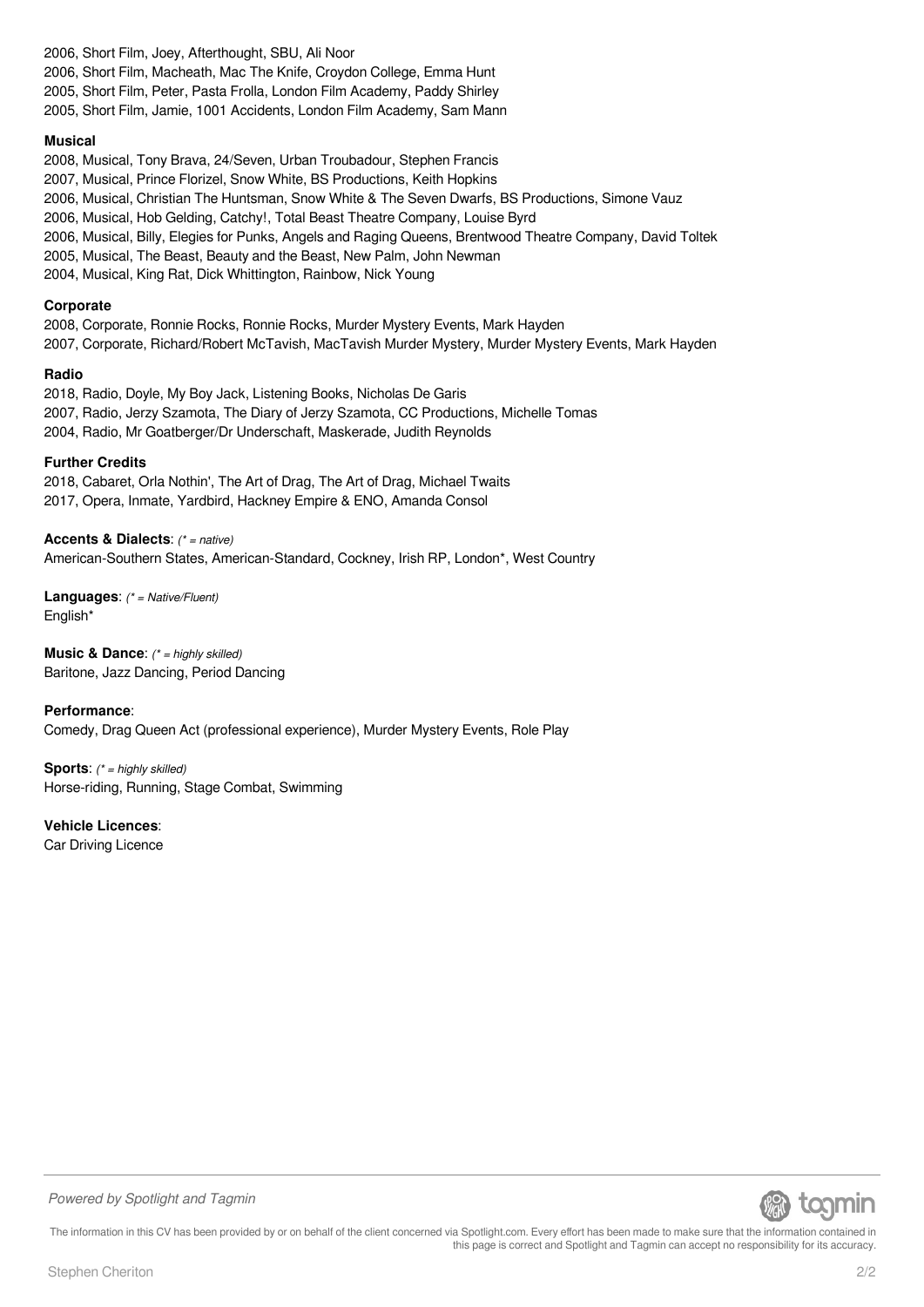2006, Short Film, Joey, Afterthought, SBU, Ali Noor
2006, Short Film, Macheath, Mac The Knife, Croydon College, Emma Hunt
2005, Short Film, Peter, Pasta Frolla, London Film Academy, Paddy Shirley
2005, Short Film, Jamie, 1001 Accidents, London Film Academy, Sam Mann

**Musical**

2008, Musical, Tony Brava, 24/Seven, Urban Troubadour, Stephen Francis
2007, Musical, Prince Florizel, Snow White, BS Productions, Keith Hopkins
2006, Musical, Christian The Huntsman, Snow White & The Seven Dwarfs, BS Productions, Simone Vauz
2006, Musical, Hob Gelding, Catchy!, Total Beast Theatre Company, Louise Byrd
2006, Musical, Billy, Elegies for Punks, Angels and Raging Queens, Brentwood Theatre Company, David Toltek
2005, Musical, The Beast, Beauty and the Beast, New Palm, John Newman
2004, Musical, King Rat, Dick Whittington, Rainbow, Nick Young

**Corporate**

2008, Corporate, Ronnie Rocks, Ronnie Rocks, Murder Mystery Events, Mark Hayden
2007, Corporate, Richard/Robert McTavish, MacTavish Murder Mystery, Murder Mystery Events, Mark Hayden

**Radio**

2018, Radio, Doyle, My Boy Jack, Listening Books, Nicholas De Garis
2007, Radio, Jerzy Szamota, The Diary of Jerzy Szamota, CC Productions, Michelle Tomas
2004, Radio, Mr Goatberger/Dr Underschaft, Maskerade, Judith Reynolds

**Further Credits**

2018, Cabaret, Orla Nothin', The Art of Drag, The Art of Drag, Michael Twaits
2017, Opera, Inmate, Yardbird, Hackney Empire & ENO, Amanda Consol

**Accents & Dialects**: *(* = native)*
American-Southern States, American-Standard, Cockney, Irish RP, London*, West Country

**Languages**: *(* = Native/Fluent)*
English*

**Music & Dance**: *(* = highly skilled)*
Baritone, Jazz Dancing, Period Dancing

**Performance**:
Comedy, Drag Queen Act (professional experience), Murder Mystery Events, Role Play

**Sports**: *(* = highly skilled)*
Horse-riding, Running, Stage Combat, Swimming

**Vehicle Licences**:
Car Driving Licence

*Powered by Spotlight and Tagmin*

The information in this CV has been provided by or on behalf of the client concerned via Spotlight.com. Every effort has been made to make sure that the information contained in this page is correct and Spotlight and Tagmin can accept no responsibility for its accuracy.